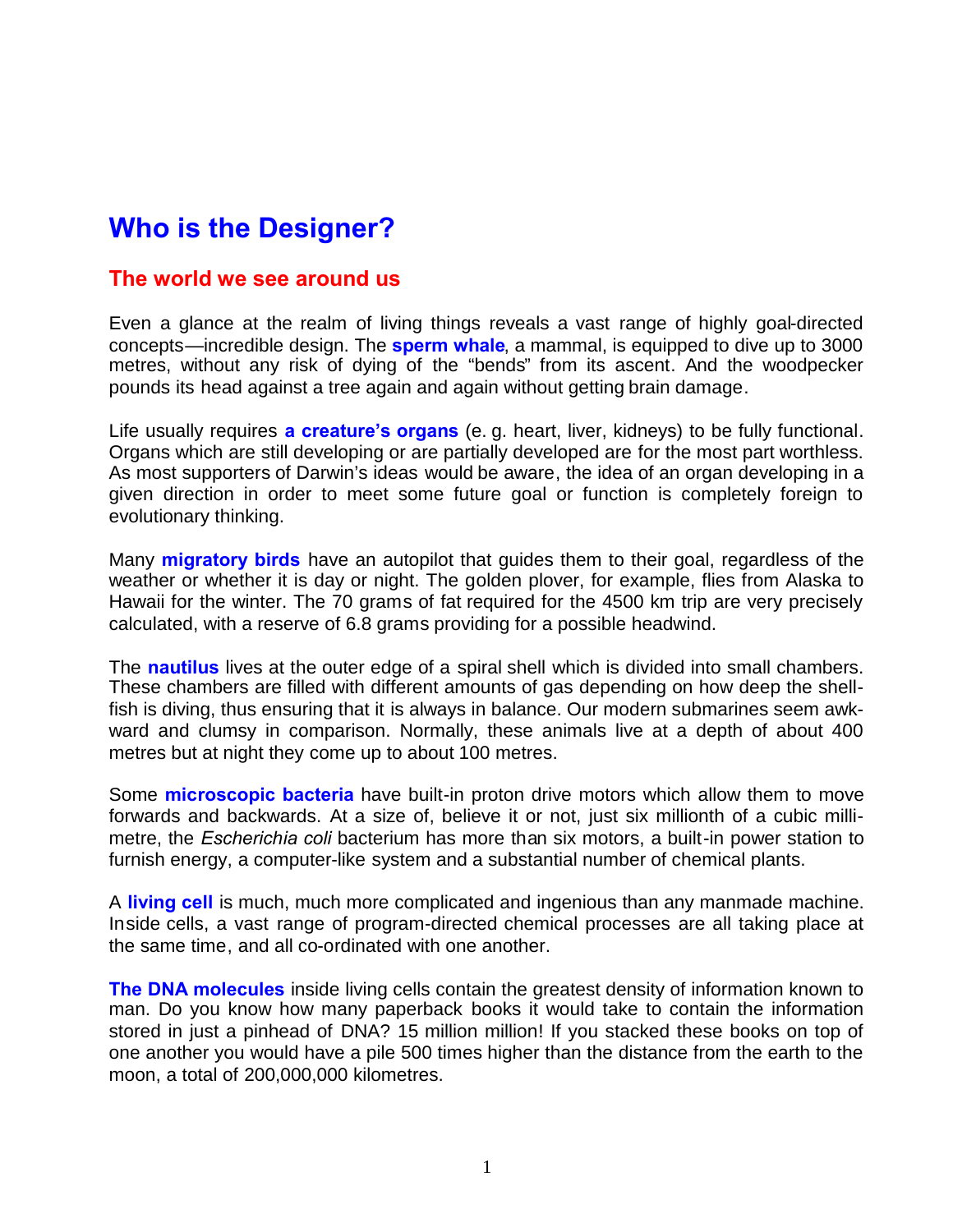# Who is the Designer?

## The world we see around us

Even a glance at the realm of living things reveals a vast range of highly goal-directed concepts—incredible design. The **sperm whale**, a mammal, is equipped to dive up to 3000 metres, without any risk of dying of the "bends" from its ascent. And the woodpecker pounds its head against a tree again and again without getting brain damage.

Life usually requires **a creature's organs** (e. g. heart, liver, kidneys) to be fully functional. Organs which are still developing or are partially developed are for the most part worthless. As most supporters of Darwin's ideas would be aware, the idea of an organ developing in a given direction in order to meet some future goal or function is completely foreign to evolutionary thinking.

Many **migratory birds** have an autopilot that guides them to their goal, regardless of the weather or whether it is day or night. The golden plover, for example, flies from Alaska to Hawaii for the winter. The 70 grams of fat required for the 4500 km trip are very precisely calculated, with a reserve of 6.8 grams providing for a possible headwind.

The **nautilus** lives at the outer edge of a spiral shell which is divided into small chambers. These chambers are filled with different amounts of gas depending on how deep the shell-fish is diving, thus ensuring that it is always in balance. Our modern submarines seem awkward and clumsy in comparison. Normally, these animals live at a depth of about 400 metres but at night they come up to about 100 metres.

Some **microscopic bacteria** have built-in proton drive motors which allow them to move forwards and backwards. At a size of, believe it or not, just six millionth of a cubic millimetre, the *Escherichia coli* bacterium has more than six motors, a built-in power station to furnish energy, a computer-like system and a substantial number of chemical plants.

A **living cell** is much, much more complicated and ingenious than any manmade machine. Inside cells, a vast range of program-directed chemical processes are all taking place at the same time, and all co-ordinated with one another.

**The DNA molecules** inside living cells contain the greatest density of information known to man. Do you know how many paperback books it would take to contain the information stored in just a pinhead of DNA? 15 million million! If you stacked these books on top of one another you would have a pile 500 times higher than the distance from the earth to the moon, a total of 200,000,000 kilometres.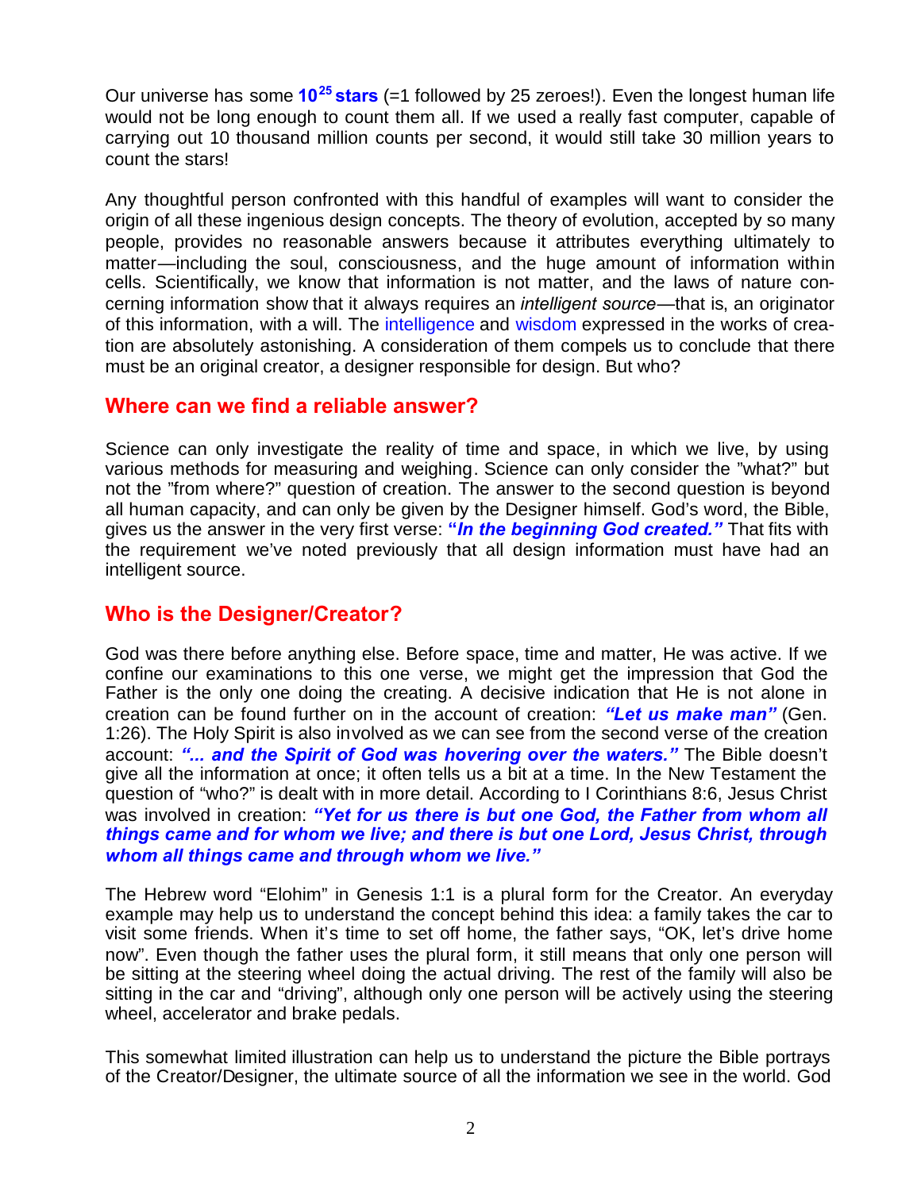Our universe has some **$10^{25}$ stars** (=1 followed by 25 zeroes!). Even the longest human life would not be long enough to count them all. If we used a really fast computer, capable of carrying out 10 thousand million counts per second, it would still take 30 million years to count the stars!

Any thoughtful person confronted with this handful of examples will want to consider the origin of all these ingenious design concepts. The theory of evolution, accepted by so many people, provides no reasonable answers because it attributes everything ultimately to matter—including the soul, consciousness, and the huge amount of information within cells. Scientifically, we know that information is not matter, and the laws of nature concerning information show that it always requires an *intelligent source*—that is, an originator of this information, with a will. The intelligence and wisdom expressed in the works of creation are absolutely astonishing. A consideration of them compels us to conclude that there must be an original creator, a designer responsible for design. But who?

## Where can we find a reliable answer?

Science can only investigate the reality of time and space, in which we live, by using various methods for measuring and weighing. Science can only consider the "what?" but not the "from where?" question of creation. The answer to the second question is beyond all human capacity, and can only be given by the Designer himself. God's word, the Bible, gives us the answer in the very first verse: ***"In the beginning God created."*** That fits with the requirement we've noted previously that all design information must have had an intelligent source.

## Who is the Designer/Creator?

God was there before anything else. Before space, time and matter, He was active. If we confine our examinations to this one verse, we might get the impression that God the Father is the only one doing the creating. A decisive indication that He is not alone in creation can be found further on in the account of creation: ***"Let us make man"*** (Gen. 1:26). The Holy Spirit is also involved as we can see from the second verse of the creation account: ***"... and the Spirit of God was hovering over the waters."*** The Bible doesn't give all the information at once; it often tells us a bit at a time. In the New Testament the question of "who?" is dealt with in more detail. According to I Corinthians 8:6, Jesus Christ was involved in creation: ***"Yet for us there is but one God, the Father from whom all things came and for whom we live; and there is but one Lord, Jesus Christ, through whom all things came and through whom we live."***

The Hebrew word "Elohim" in Genesis 1:1 is a plural form for the Creator. An everyday example may help us to understand the concept behind this idea: a family takes the car to visit some friends. When it's time to set off home, the father says, "OK, let's drive home now". Even though the father uses the plural form, it still means that only one person will be sitting at the steering wheel doing the actual driving. The rest of the family will also be sitting in the car and "driving", although only one person will be actively using the steering wheel, accelerator and brake pedals.

This somewhat limited illustration can help us to understand the picture the Bible portrays of the Creator/Designer, the ultimate source of all the information we see in the world. God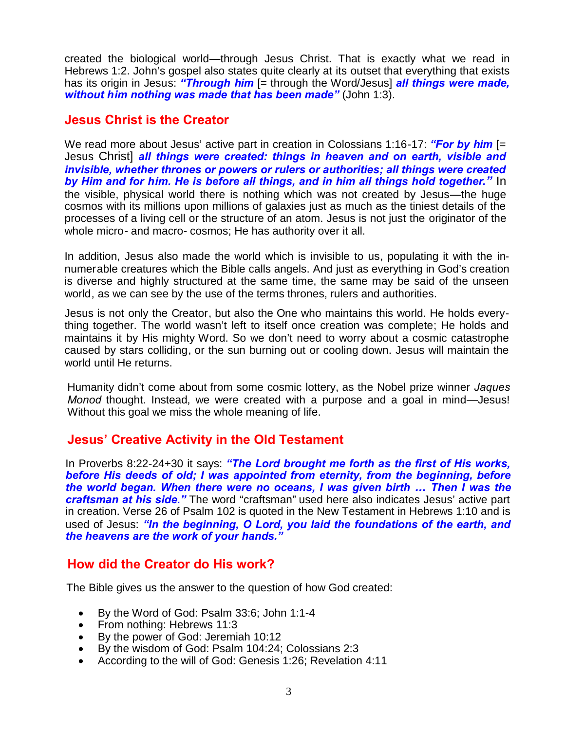created the biological world—through Jesus Christ. That is exactly what we read in Hebrews 1:2. John's gospel also states quite clearly at its outset that everything that exists has its origin in Jesus: ***"Through him*** [= through the Word/Jesus] ***all things were made, without him nothing was made that has been made"*** (John 1:3).

## Jesus Christ is the Creator

We read more about Jesus' active part in creation in Colossians 1:16-17: ***"For by him*** [= Jesus Christ] ***all things were created: things in heaven and on earth, visible and invisible, whether thrones or powers or rulers or authorities; all things were created by Him and for him. He is before all things, and in him all things hold together."*** In the visible, physical world there is nothing which was not created by Jesus—the huge cosmos with its millions upon millions of galaxies just as much as the tiniest details of the processes of a living cell or the structure of an atom. Jesus is not just the originator of the whole micro- and macro- cosmos; He has authority over it all.

In addition, Jesus also made the world which is invisible to us, populating it with the innumerable creatures which the Bible calls angels. And just as everything in God's creation is diverse and highly structured at the same time, the same may be said of the unseen world, as we can see by the use of the terms thrones, rulers and authorities.

Jesus is not only the Creator, but also the One who maintains this world. He holds everything together. The world wasn't left to itself once creation was complete; He holds and maintains it by His mighty Word. So we don't need to worry about a cosmic catastrophe caused by stars colliding, or the sun burning out or cooling down. Jesus will maintain the world until He returns.

Humanity didn't come about from some cosmic lottery, as the Nobel prize winner *Jaques Monod* thought. Instead, we were created with a purpose and a goal in mind—Jesus! Without this goal we miss the whole meaning of life.

## Jesus' Creative Activity in the Old Testament

In Proverbs 8:22-24+30 it says: ***"The Lord brought me forth as the first of His works, before His deeds of old; I was appointed from eternity, from the beginning, before the world began. When there were no oceans, I was given birth … Then I was the craftsman at his side."*** The word "craftsman" used here also indicates Jesus' active part in creation. Verse 26 of Psalm 102 is quoted in the New Testament in Hebrews 1:10 and is used of Jesus: ***"In the beginning, O Lord, you laid the foundations of the earth, and the heavens are the work of your hands."***

## How did the Creator do His work?

The Bible gives us the answer to the question of how God created:

- By the Word of God: Psalm 33:6; John 1:1-4
- From nothing: Hebrews 11:3
- By the power of God: Jeremiah 10:12
- By the wisdom of God: Psalm 104:24; Colossians 2:3
- According to the will of God: Genesis 1:26; Revelation 4:11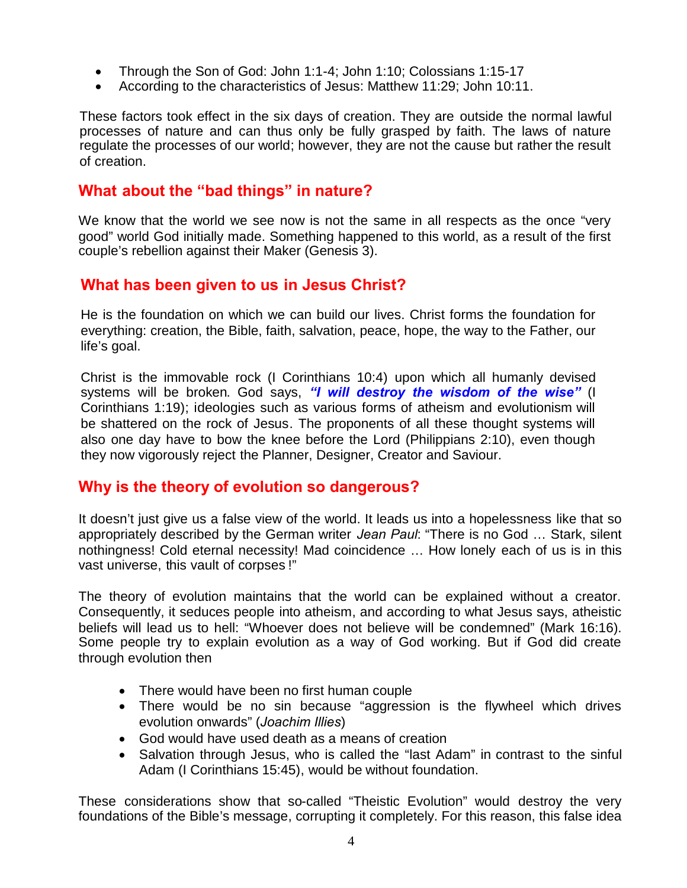- Through the Son of God: John 1:1-4; John 1:10; Colossians 1:15-17
- According to the characteristics of Jesus: Matthew 11:29; John 10:11.

These factors took effect in the six days of creation. They are outside the normal lawful processes of nature and can thus only be fully grasped by faith. The laws of nature regulate the processes of our world; however, they are not the cause but rather the result of creation.

## What about the "bad things" in nature?

We know that the world we see now is not the same in all respects as the once "very good" world God initially made. Something happened to this world, as a result of the first couple's rebellion against their Maker (Genesis 3).

## What has been given to us in Jesus Christ?

He is the foundation on which we can build our lives. Christ forms the foundation for everything: creation, the Bible, faith, salvation, peace, hope, the way to the Father, our life's goal.

Christ is the immovable rock (I Corinthians 10:4) upon which all humanly devised systems will be broken. God says, ***"I will destroy the wisdom of the wise"*** (I Corinthians 1:19); ideologies such as various forms of atheism and evolutionism will be shattered on the rock of Jesus. The proponents of all these thought systems will also one day have to bow the knee before the Lord (Philippians 2:10), even though they now vigorously reject the Planner, Designer, Creator and Saviour.

## Why is the theory of evolution so dangerous?

It doesn't just give us a false view of the world. It leads us into a hopelessness like that so appropriately described by the German writer *Jean Paul*: "There is no God … Stark, silent nothingness! Cold eternal necessity! Mad coincidence … How lonely each of us is in this vast universe, this vault of corpses !"

The theory of evolution maintains that the world can be explained without a creator. Consequently, it seduces people into atheism, and according to what Jesus says, atheistic beliefs will lead us to hell: "Whoever does not believe will be condemned" (Mark 16:16). Some people try to explain evolution as a way of God working. But if God did create through evolution then

- There would have been no first human couple
- There would be no sin because "aggression is the flywheel which drives evolution onwards" (*Joachim Illies*)
- God would have used death as a means of creation
- Salvation through Jesus, who is called the "last Adam" in contrast to the sinful Adam (I Corinthians 15:45), would be without foundation.

These considerations show that so-called "Theistic Evolution" would destroy the very foundations of the Bible's message, corrupting it completely. For this reason, this false idea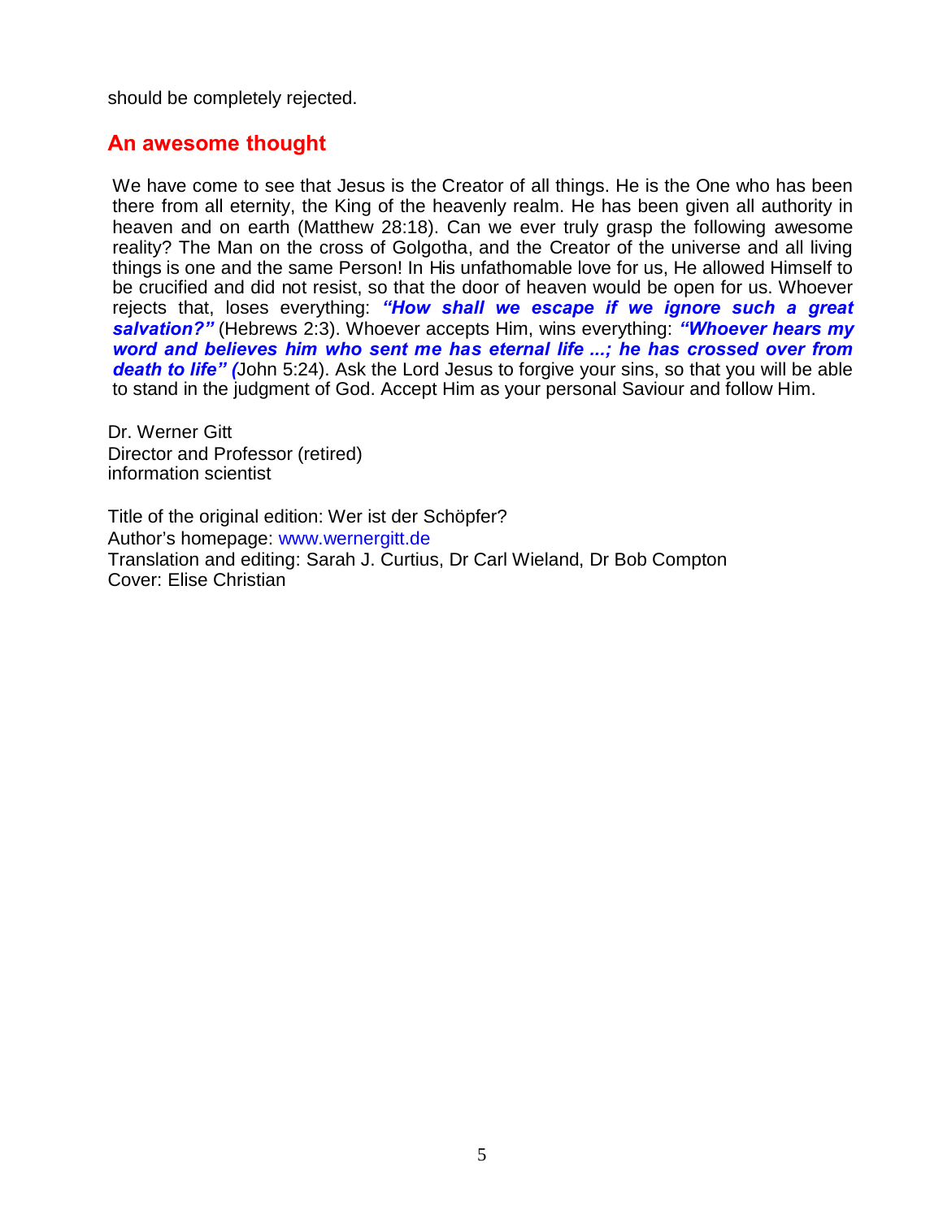should be completely rejected.

## An awesome thought

We have come to see that Jesus is the Creator of all things. He is the One who has been there from all eternity, the King of the heavenly realm. He has been given all authority in heaven and on earth (Matthew 28:18). Can we ever truly grasp the following awesome reality? The Man on the cross of Golgotha, and the Creator of the universe and all living things is one and the same Person! In His unfathomable love for us, He allowed Himself to be crucified and did not resist, so that the door of heaven would be open for us. Whoever rejects that, loses everything: ***"How shall we escape if we ignore such a great salvation?"*** (Hebrews 2:3). Whoever accepts Him, wins everything: ***"Whoever hears my word and believes him who sent me has eternal life ...; he has crossed over from death to life" (***John 5:24). Ask the Lord Jesus to forgive your sins, so that you will be able to stand in the judgment of God. Accept Him as your personal Saviour and follow Him.

Dr. Werner Gitt
Director and Professor (retired)
information scientist

Title of the original edition: Wer ist der Schöpfer?
Author's homepage: www.wernergitt.de
Translation and editing: Sarah J. Curtius, Dr Carl Wieland, Dr Bob Compton
Cover: Elise Christian